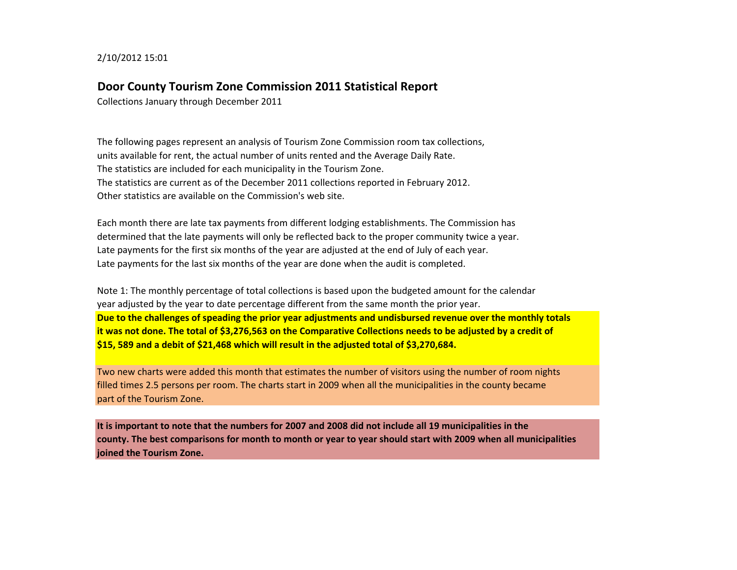2/10/2012 15:01

# Door County Tourism Zone Commission 2011 Statistical Report

Collections January through December 2011

The following pages represent an analysis of Tourism Zone Commission room tax collections, units available for rent, the actual number of units rented and the Average Daily Rate. The statistics are included for each municipality in the Tourism Zone. The statistics are current as of the December 2011 collections reported in February 2012. Other statistics are available on the Commission's web site.

Each month there are late tax payments from different lodging establishments. The Commission has determined that the late payments will only be reflected back to the proper community twice a year. Late payments for the first six months of the year are adjusted at the end of July of each year. Late payments for the last six months of the year are done when the audit is completed.

Note 1: The monthly percentage of total collections is based upon the budgeted amount for the calendar year adjusted by the year to date percentage different from the same month the prior year.

**Due to the challenges of speading the prior year adjustments and undisbursed revenue over the monthly totals it was not done. The total of $3,276,563 on the Comparative Collections needs to be adjusted by a credit of $15, 589 and a debit of $21,468 which will result in the adjusted total of $3,270,684.**

Two new charts were added this month that estimates the number of visitors using the number of room nights filled times 2.5 persons per room. The charts start in 2009 when all the municipalities in the county became part of the Tourism Zone.

**It is important to note that the numbers for 2007 and 2008 did not include all 19 municipalities in the county. The best comparisons for month to month or year to year should start with 2009 when all municipalities joined the Tourism Zone.**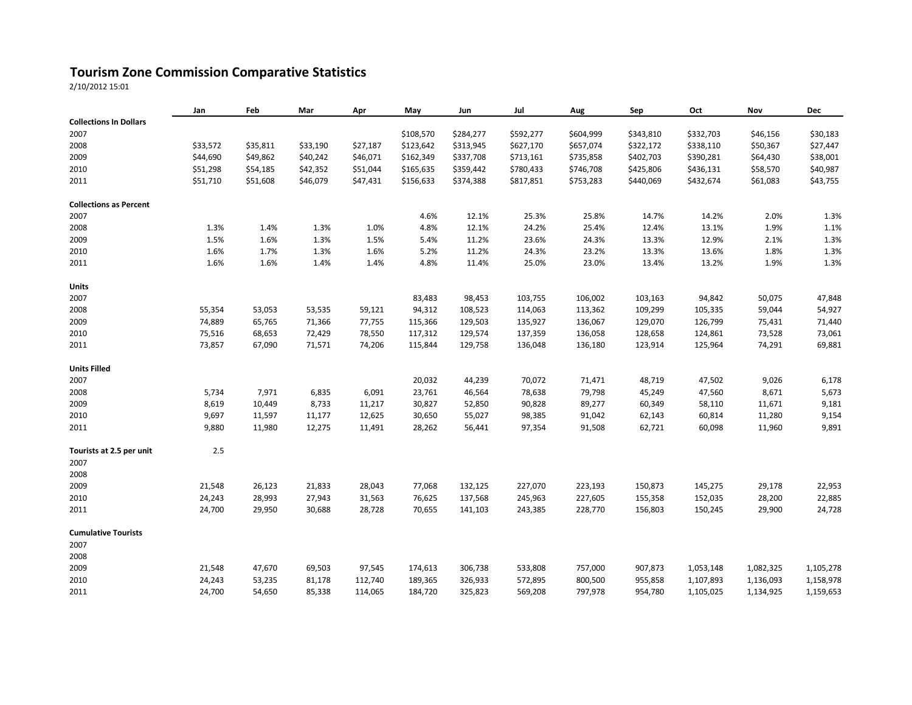# Tourism Zone Commission Comparative Statistics

2/10/2012 15:01

| | Jan | Feb | Mar | Apr | May | Jun | Jul | Aug | Sep | Oct | Nov | Dec |
|---|---|---|---|---|---|---|---|---|---|---|---|---|
| **Collections In Dollars** | | | | | | | | | | | | |
| 2007 | | | | | $108,570 | $284,277 | $592,277 | $604,999 | $343,810 | $332,703 | $46,156 | $30,183 |
| 2008 | $33,572 | $35,811 | $33,190 | $27,187 | $123,642 | $313,945 | $627,170 | $657,074 | $322,172 | $338,110 | $50,367 | $27,447 |
| 2009 | $44,690 | $49,862 | $40,242 | $46,071 | $162,349 | $337,708 | $713,161 | $735,858 | $402,703 | $390,281 | $64,430 | $38,001 |
| 2010 | $51,298 | $54,185 | $42,352 | $51,044 | $165,635 | $359,442 | $780,433 | $746,708 | $425,806 | $436,131 | $58,570 | $40,987 |
| 2011 | $51,710 | $51,608 | $46,079 | $47,431 | $156,633 | $374,388 | $817,851 | $753,283 | $440,069 | $432,674 | $61,083 | $43,755 |
| **Collections as Percent** | | | | | | | | | | | | |
| 2007 | | | | | 4.6% | 12.1% | 25.3% | 25.8% | 14.7% | 14.2% | 2.0% | 1.3% |
| 2008 | 1.3% | 1.4% | 1.3% | 1.0% | 4.8% | 12.1% | 24.2% | 25.4% | 12.4% | 13.1% | 1.9% | 1.1% |
| 2009 | 1.5% | 1.6% | 1.3% | 1.5% | 5.4% | 11.2% | 23.6% | 24.3% | 13.3% | 12.9% | 2.1% | 1.3% |
| 2010 | 1.6% | 1.7% | 1.3% | 1.6% | 5.2% | 11.2% | 24.3% | 23.2% | 13.3% | 13.6% | 1.8% | 1.3% |
| 2011 | 1.6% | 1.6% | 1.4% | 1.4% | 4.8% | 11.4% | 25.0% | 23.0% | 13.4% | 13.2% | 1.9% | 1.3% |
| **Units** | | | | | | | | | | | | |
| 2007 | | | | | 83,483 | 98,453 | 103,755 | 106,002 | 103,163 | 94,842 | 50,075 | 47,848 |
| 2008 | 55,354 | 53,053 | 53,535 | 59,121 | 94,312 | 108,523 | 114,063 | 113,362 | 109,299 | 105,335 | 59,044 | 54,927 |
| 2009 | 74,889 | 65,765 | 71,366 | 77,755 | 115,366 | 129,503 | 135,927 | 136,067 | 129,070 | 126,799 | 75,431 | 71,440 |
| 2010 | 75,516 | 68,653 | 72,429 | 78,550 | 117,312 | 129,574 | 137,359 | 136,058 | 128,658 | 124,861 | 73,528 | 73,061 |
| 2011 | 73,857 | 67,090 | 71,571 | 74,206 | 115,844 | 129,758 | 136,048 | 136,180 | 123,914 | 125,964 | 74,291 | 69,881 |
| **Units Filled** | | | | | | | | | | | | |
| 2007 | | | | | 20,032 | 44,239 | 70,072 | 71,471 | 48,719 | 47,502 | 9,026 | 6,178 |
| 2008 | 5,734 | 7,971 | 6,835 | 6,091 | 23,761 | 46,564 | 78,638 | 79,798 | 45,249 | 47,560 | 8,671 | 5,673 |
| 2009 | 8,619 | 10,449 | 8,733 | 11,217 | 30,827 | 52,850 | 90,828 | 89,277 | 60,349 | 58,110 | 11,671 | 9,181 |
| 2010 | 9,697 | 11,597 | 11,177 | 12,625 | 30,650 | 55,027 | 98,385 | 91,042 | 62,143 | 60,814 | 11,280 | 9,154 |
| 2011 | 9,880 | 11,980 | 12,275 | 11,491 | 28,262 | 56,441 | 97,354 | 91,508 | 62,721 | 60,098 | 11,960 | 9,891 |
| **Tourists at 2.5 per unit** | 2.5 | | | | | | | | | | | |
| 2007 | | | | | | | | | | | | |
| 2008 | | | | | | | | | | | | |
| 2009 | 21,548 | 26,123 | 21,833 | 28,043 | 77,068 | 132,125 | 227,070 | 223,193 | 150,873 | 145,275 | 29,178 | 22,953 |
| 2010 | 24,243 | 28,993 | 27,943 | 31,563 | 76,625 | 137,568 | 245,963 | 227,605 | 155,358 | 152,035 | 28,200 | 22,885 |
| 2011 | 24,700 | 29,950 | 30,688 | 28,728 | 70,655 | 141,103 | 243,385 | 228,770 | 156,803 | 150,245 | 29,900 | 24,728 |
| **Cumulative Tourists** | | | | | | | | | | | | |
| 2007 | | | | | | | | | | | | |
| 2008 | | | | | | | | | | | | |
| 2009 | 21,548 | 47,670 | 69,503 | 97,545 | 174,613 | 306,738 | 533,808 | 757,000 | 907,873 | 1,053,148 | 1,082,325 | 1,105,278 |
| 2010 | 24,243 | 53,235 | 81,178 | 112,740 | 189,365 | 326,933 | 572,895 | 800,500 | 955,858 | 1,107,893 | 1,136,093 | 1,158,978 |
| 2011 | 24,700 | 54,650 | 85,338 | 114,065 | 184,720 | 325,823 | 569,208 | 797,978 | 954,780 | 1,105,025 | 1,134,925 | 1,159,653 |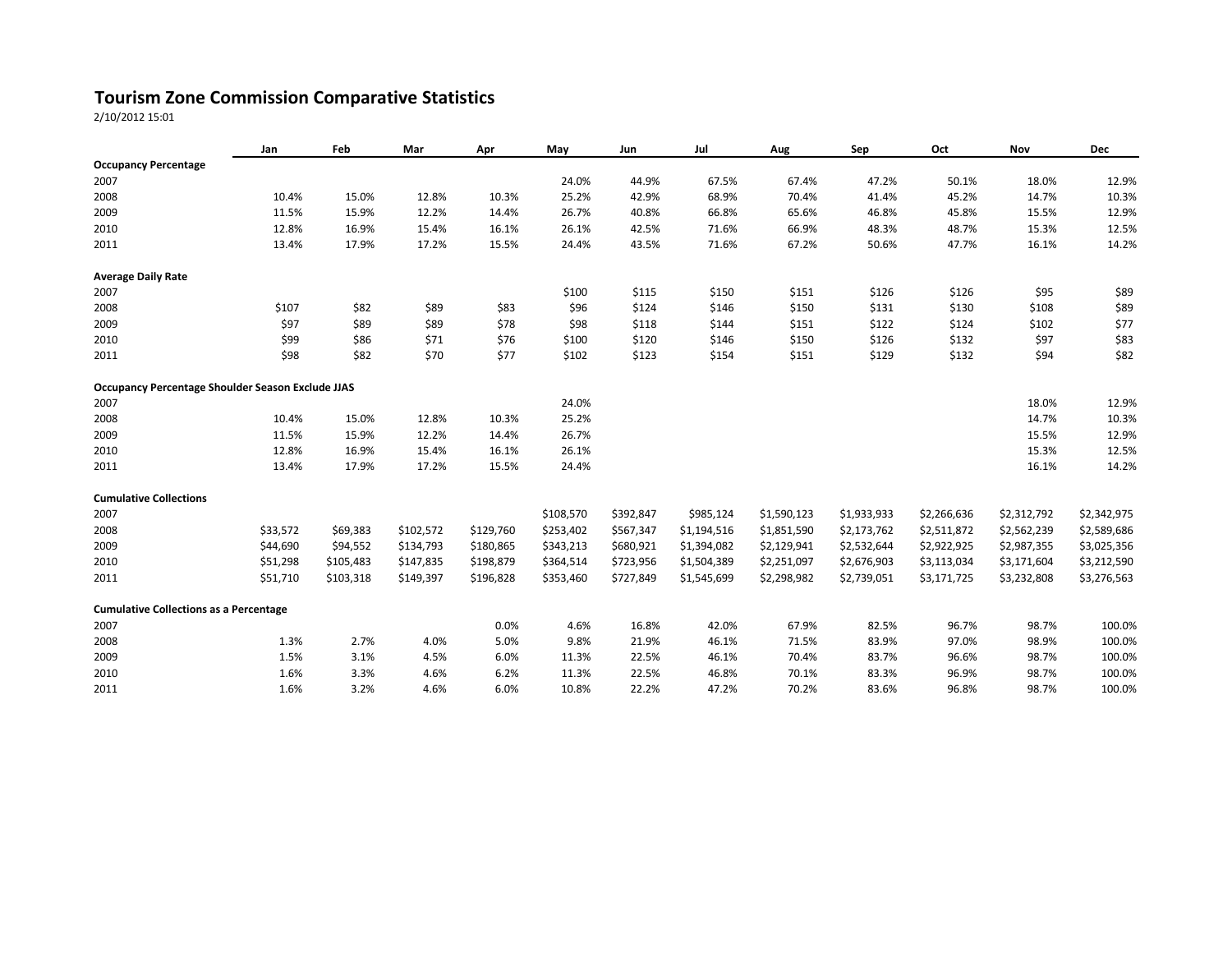# Tourism Zone Commission Comparative Statistics

2/10/2012 15:01

| | Jan | Feb | Mar | Apr | May | Jun | Jul | Aug | Sep | Oct | Nov | Dec |
|---|---|---|---|---|---|---|---|---|---|---|---|---|
| **Occupancy Percentage** | | | | | | | | | | | | |
| 2007 | | | | | 24.0% | 44.9% | 67.5% | 67.4% | 47.2% | 50.1% | 18.0% | 12.9% |
| 2008 | 10.4% | 15.0% | 12.8% | 10.3% | 25.2% | 42.9% | 68.9% | 70.4% | 41.4% | 45.2% | 14.7% | 10.3% |
| 2009 | 11.5% | 15.9% | 12.2% | 14.4% | 26.7% | 40.8% | 66.8% | 65.6% | 46.8% | 45.8% | 15.5% | 12.9% |
| 2010 | 12.8% | 16.9% | 15.4% | 16.1% | 26.1% | 42.5% | 71.6% | 66.9% | 48.3% | 48.7% | 15.3% | 12.5% |
| 2011 | 13.4% | 17.9% | 17.2% | 15.5% | 24.4% | 43.5% | 71.6% | 67.2% | 50.6% | 47.7% | 16.1% | 14.2% |
| | | | | | | | | | | | | |
| **Average Daily Rate** | | | | | | | | | | | | |
| 2007 | | | | | $100 | $115 | $150 | $151 | $126 | $126 | $95 | $89 |
| 2008 | $107 | $82 | $89 | $83 | $96 | $124 | $146 | $150 | $131 | $130 | $108 | $89 |
| 2009 | $97 | $89 | $89 | $78 | $98 | $118 | $144 | $151 | $122 | $124 | $102 | $77 |
| 2010 | $99 | $86 | $71 | $76 | $100 | $120 | $146 | $150 | $126 | $132 | $97 | $83 |
| 2011 | $98 | $82 | $70 | $77 | $102 | $123 | $154 | $151 | $129 | $132 | $94 | $82 |
| | | | | | | | | | | | | |
| **Occupancy Percentage Shoulder Season Exclude JJAS** | | | | | | | | | | | | |
| 2007 | | | | | 24.0% | | | | | | 18.0% | 12.9% |
| 2008 | 10.4% | 15.0% | 12.8% | 10.3% | 25.2% | | | | | | 14.7% | 10.3% |
| 2009 | 11.5% | 15.9% | 12.2% | 14.4% | 26.7% | | | | | | 15.5% | 12.9% |
| 2010 | 12.8% | 16.9% | 15.4% | 16.1% | 26.1% | | | | | | 15.3% | 12.5% |
| 2011 | 13.4% | 17.9% | 17.2% | 15.5% | 24.4% | | | | | | 16.1% | 14.2% |
| | | | | | | | | | | | | |
| **Cumulative Collections** | | | | | | | | | | | | |
| 2007 | | | | | $108,570 | $392,847 | $985,124 | $1,590,123 | $1,933,933 | $2,266,636 | $2,312,792 | $2,342,975 |
| 2008 | $33,572 | $69,383 | $102,572 | $129,760 | $253,402 | $567,347 | $1,194,516 | $1,851,590 | $2,173,762 | $2,511,872 | $2,562,239 | $2,589,686 |
| 2009 | $44,690 | $94,552 | $134,793 | $180,865 | $343,213 | $680,921 | $1,394,082 | $2,129,941 | $2,532,644 | $2,922,925 | $2,987,355 | $3,025,356 |
| 2010 | $51,298 | $105,483 | $147,835 | $198,879 | $364,514 | $723,956 | $1,504,389 | $2,251,097 | $2,676,903 | $3,113,034 | $3,171,604 | $3,212,590 |
| 2011 | $51,710 | $103,318 | $149,397 | $196,828 | $353,460 | $727,849 | $1,545,699 | $2,298,982 | $2,739,051 | $3,171,725 | $3,232,808 | $3,276,563 |
| | | | | | | | | | | | | |
| **Cumulative Collections as a Percentage** | | | | | | | | | | | | |
| 2007 | | | | 0.0% | 4.6% | 16.8% | 42.0% | 67.9% | 82.5% | 96.7% | 98.7% | 100.0% |
| 2008 | 1.3% | 2.7% | 4.0% | 5.0% | 9.8% | 21.9% | 46.1% | 71.5% | 83.9% | 97.0% | 98.9% | 100.0% |
| 2009 | 1.5% | 3.1% | 4.5% | 6.0% | 11.3% | 22.5% | 46.1% | 70.4% | 83.7% | 96.6% | 98.7% | 100.0% |
| 2010 | 1.6% | 3.3% | 4.6% | 6.2% | 11.3% | 22.5% | 46.8% | 70.1% | 83.3% | 96.9% | 98.7% | 100.0% |
| 2011 | 1.6% | 3.2% | 4.6% | 6.0% | 10.8% | 22.2% | 47.2% | 70.2% | 83.6% | 96.8% | 98.7% | 100.0% |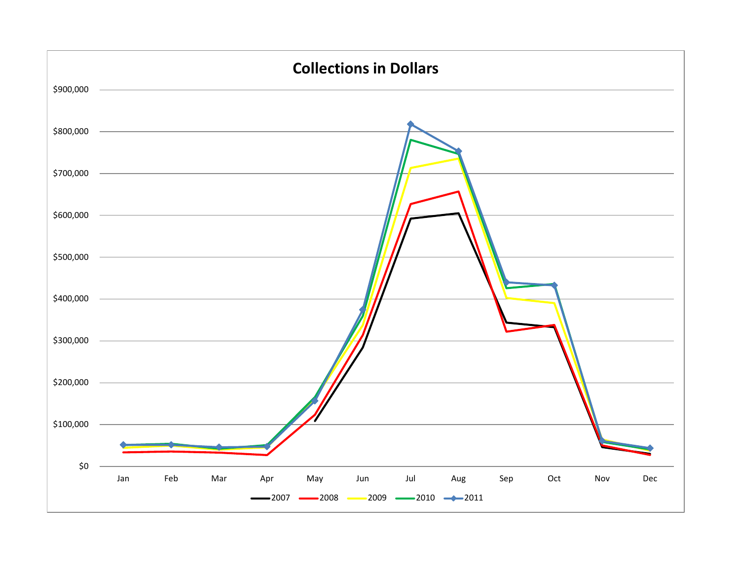## Collections in Dollars

$900,000
$800,000
$700,000
$600,000
$500,000
$400,000
$300,000
$200,000
$100,000
$0

Jan Feb Mar Apr May Jun Jul Aug Sep Oct Nov Dec

2007 2008 2009 2010 2011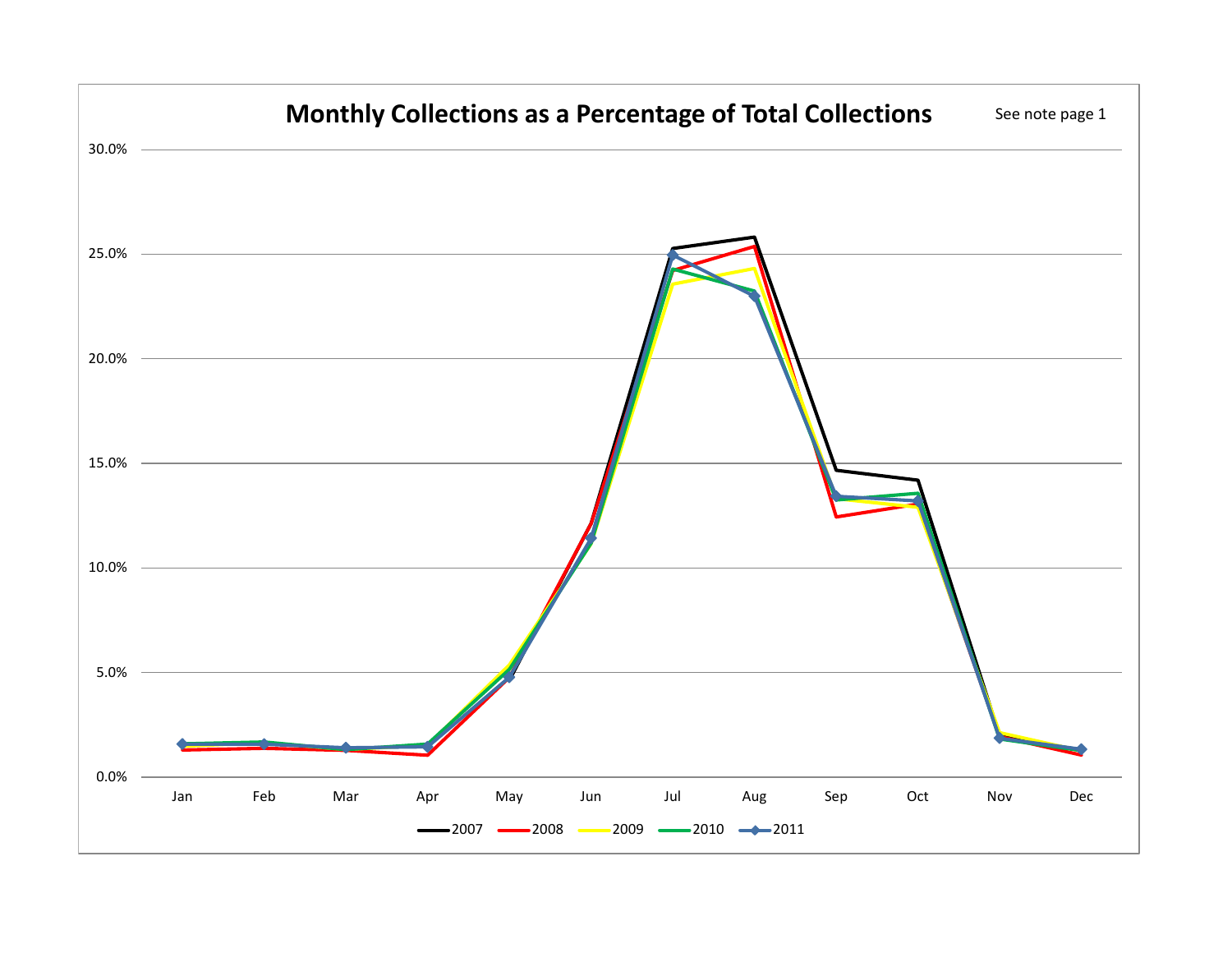## Monthly Collections as a Percentage of Total Collections

See note page 1

| Month | 2007 | 2008 | 2009 | 2010 | 2011 |
|---|---|---|---|---|---|
| Jan | | | | | |
| Feb | | | | | |
| Mar | | | | | |
| Apr | | | | | |
| May | | | | | |
| Jun | | | | | |
| Jul | | | | | |
| Aug | | | | | |
| Sep | | | | | |
| Oct | | | | | |
| Nov | | | | | |
| Dec | | | | | |

Y-axis: 0.0%, 5.0%, 10.0%, 15.0%, 20.0%, 25.0%, 30.0%

Legend: 2007, 2008, 2009, 2010, 2011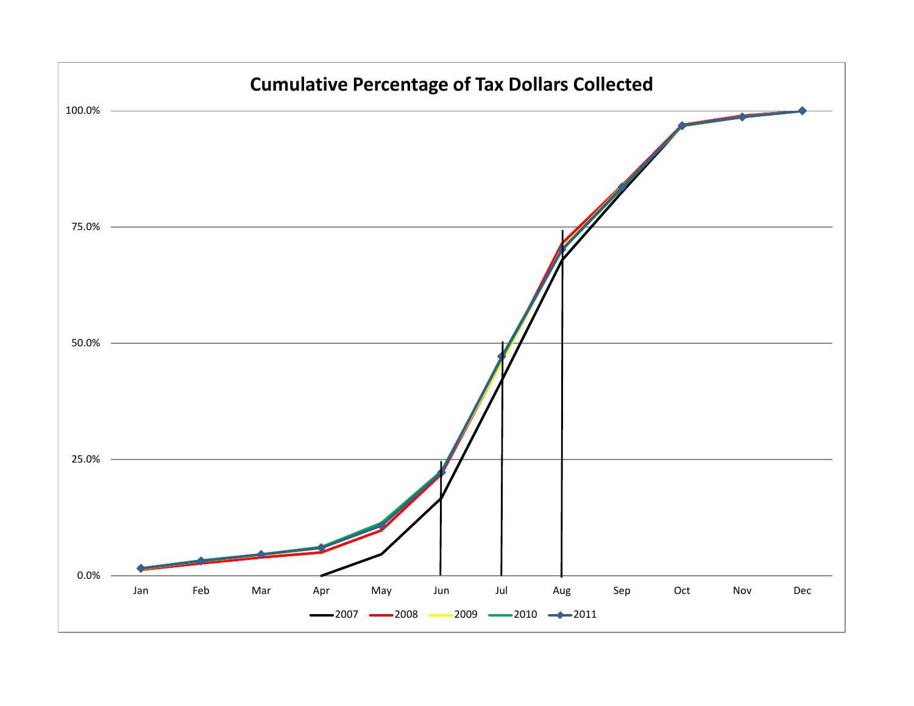## Cumulative Percentage of Tax Dollars Collected

100.0%

75.0%

50.0%

25.0%

0.0%

Jan Feb Mar Apr May Jun Jul Aug Sep Oct Nov Dec

2007 2008 2009 2010 2011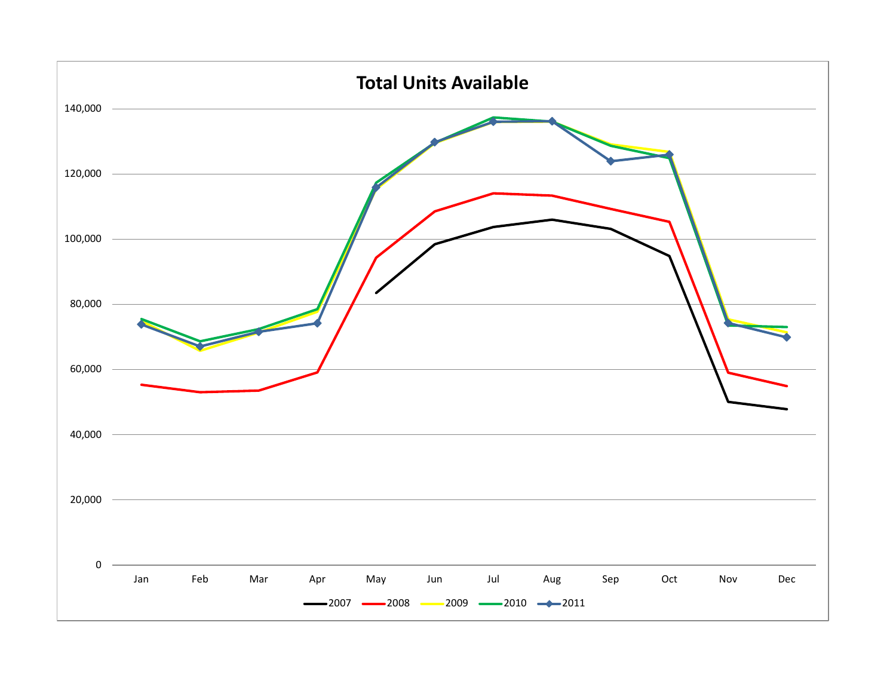# Total Units Available

| | Jan | Feb | Mar | Apr | May | Jun | Jul | Aug | Sep | Oct | Nov | Dec |
|---|---|---|---|---|---|---|---|---|---|---|---|---|

Legend: 2007, 2008, 2009, 2010, 2011

Y-axis: 0, 20,000, 40,000, 60,000, 80,000, 100,000, 120,000, 140,000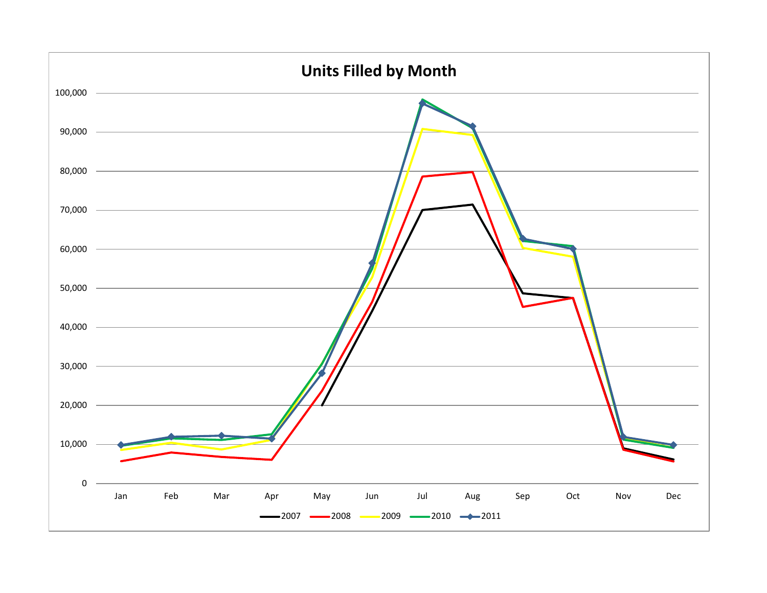# Units Filled by Month

| | Jan | Feb | Mar | Apr | May | Jun | Jul | Aug | Sep | Oct | Nov | Dec |
|---|---|---|---|---|---|---|---|---|---|---|---|---|

Y-axis: 0, 10,000, 20,000, 30,000, 40,000, 50,000, 60,000, 70,000, 80,000, 90,000, 100,000

Legend: 2007, 2008, 2009, 2010, 2011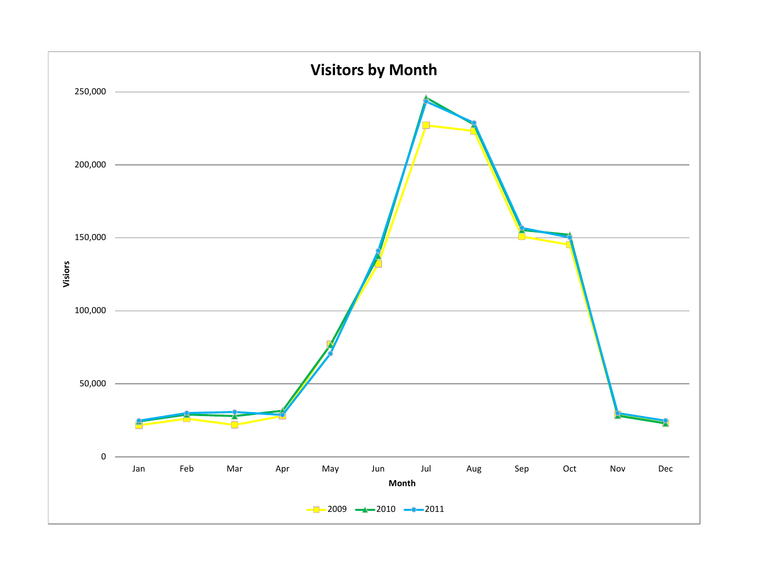# Visitors by Month

Visiors

250,000

200,000

150,000

100,000

50,000

0

Jan Feb Mar Apr May Jun Jul Aug Sep Oct Nov Dec

Month

2009 2010 2011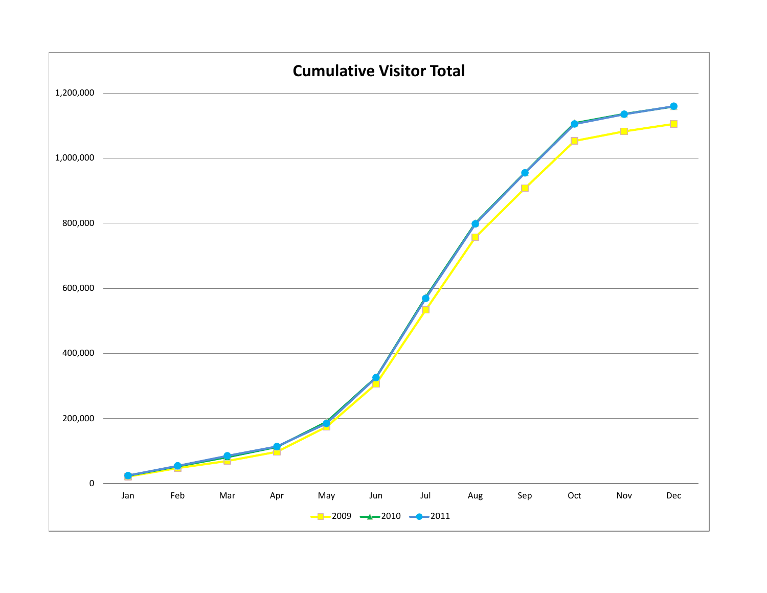## Cumulative Visitor Total

1,200,000

1,000,000

800,000

600,000

400,000

200,000

0

Jan Feb Mar Apr May Jun Jul Aug Sep Oct Nov Dec

2009 2010 2011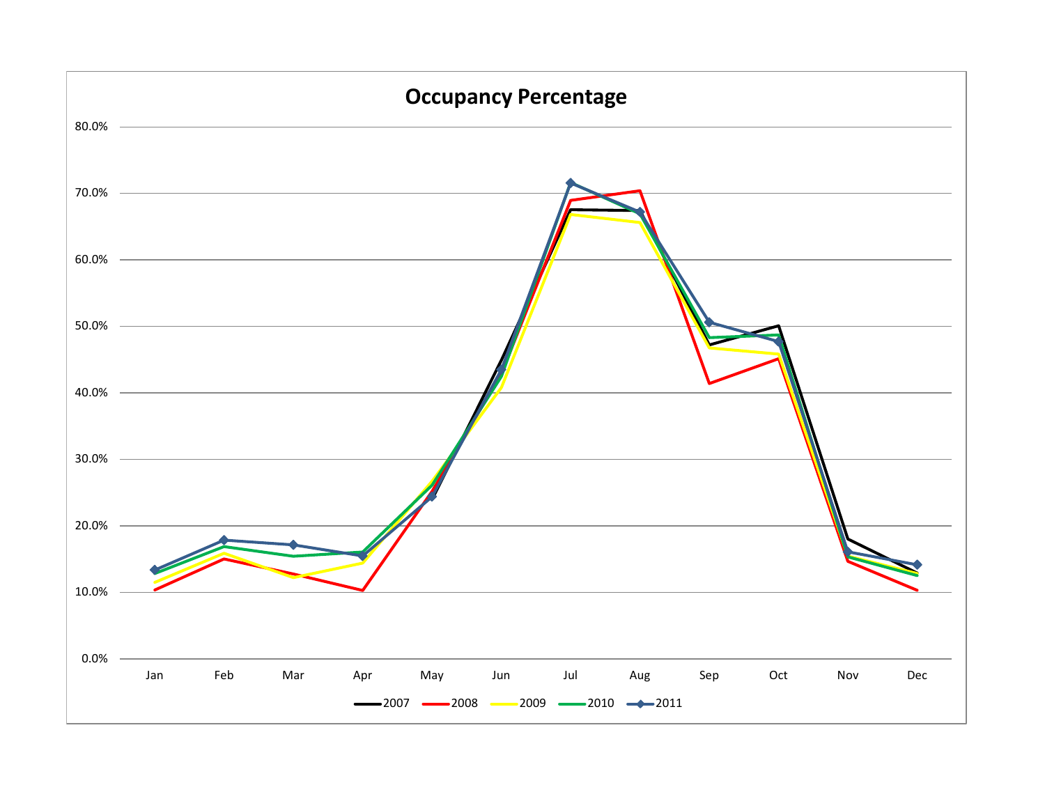**Occupancy Percentage**

80.0%
70.0%
60.0%
50.0%
40.0%
30.0%
20.0%
10.0%
0.0%

Jan Feb Mar Apr May Jun Jul Aug Sep Oct Nov Dec

2007 2008 2009 2010 2011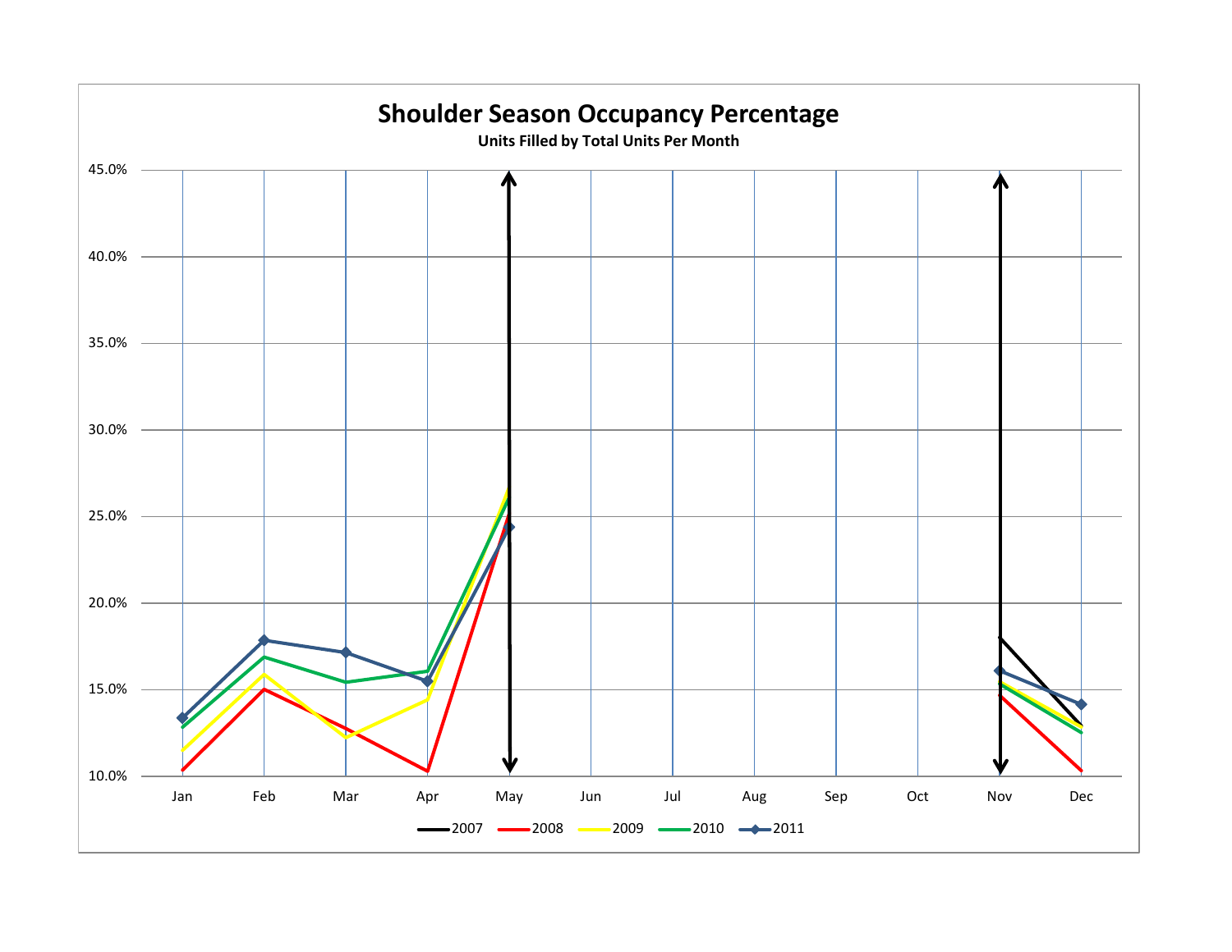# Shoulder Season Occupancy Percentage

**Units Filled by Total Units Per Month**

45.0%
40.0%
35.0%
30.0%
25.0%
20.0%
15.0%
10.0%

Jan Feb Mar Apr May Jun Jul Aug Sep Oct Nov Dec

2007 2008 2009 2010 2011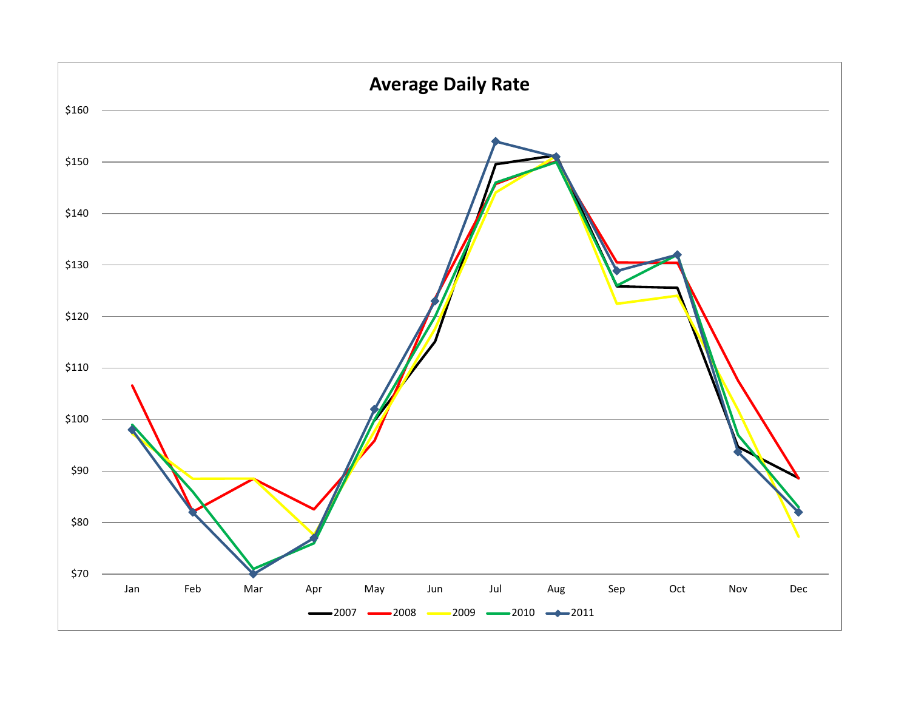# Average Daily Rate

$160

$150

$140

$130

$120

$110

$100

$90

$80

$70

Jan Feb Mar Apr May Jun Jul Aug Sep Oct Nov Dec

2007 2008 2009 2010 2011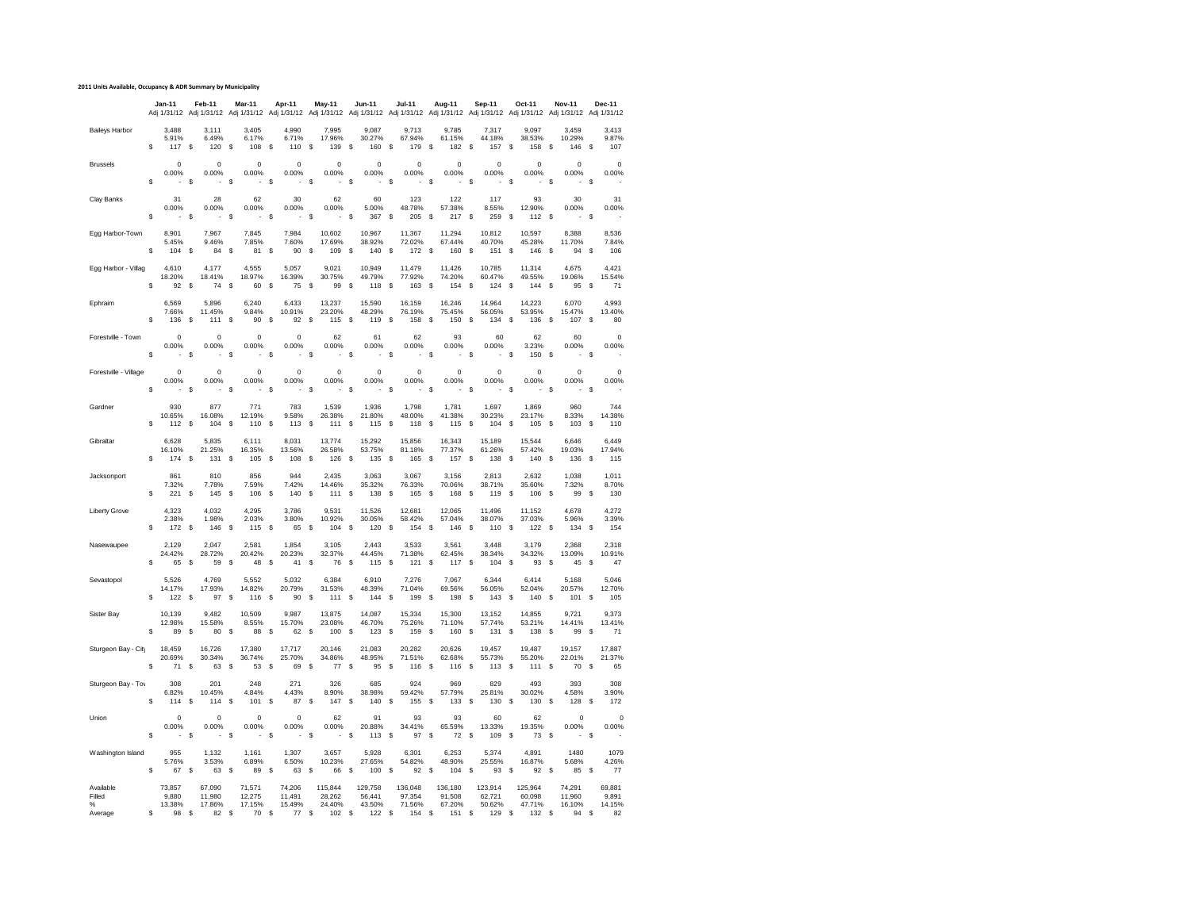**2011 Units Available, Occupancy & ADR Summary by Municipality**

| | Jan-11 Adj 1/31/12 | Feb-11 Adj 1/31/12 | Mar-11 Adj 1/31/12 | Apr-11 Adj 1/31/12 | May-11 Adj 1/31/12 | Jun-11 Adj 1/31/12 | Jul-11 Adj 1/31/12 | Aug-11 Adj 1/31/12 | Sep-11 Adj 1/31/12 | Oct-11 Adj 1/31/12 | Nov-11 Adj 1/31/12 | Dec-11 Adj 1/31/12 |
|---|---|---|---|---|---|---|---|---|---|---|---|---|
| Baileys Harbor | 3,488 | 3,111 | 3,405 | 4,990 | 7,995 | 9,087 | 9,713 | 9,785 | 7,317 | 9,097 | 3,459 | 3,413 |
| | 5.91% | 6.49% | 6.17% | 6.71% | 17.96% | 30.27% | 67.94% | 61.15% | 44.18% | 38.53% | 10.29% | 9.87% |
| | $ 117 | $ 120 | $ 108 | $ 110 | $ 139 | $ 160 | $ 179 | $ 182 | $ 157 | $ 158 | $ 146 | $ 107 |
| Brussels | 0 | 0 | 0 | 0 | 0 | 0 | 0 | 0 | 0 | 0 | 0 | 0 |
| | 0.00% | 0.00% | 0.00% | 0.00% | 0.00% | 0.00% | 0.00% | 0.00% | 0.00% | 0.00% | 0.00% | 0.00% |
| | $ - | $ - | $ - | $ - | $ - | $ - | $ - | $ - | $ - | $ - | $ - | $ - |
| Clay Banks | 31 | 28 | 62 | 30 | 62 | 60 | 123 | 122 | 117 | 93 | 30 | 31 |
| | 0.00% | 0.00% | 0.00% | 0.00% | 0.00% | 5.00% | 48.78% | 57.38% | 8.55% | 12.90% | 0.00% | 0.00% |
| | $ - | $ - | $ - | $ - | $ - | $ 367 | $ 205 | $ 217 | $ 259 | $ 112 | $ - | $ - |
| Egg Harbor-Town | 8,901 | 7,967 | 7,845 | 7,984 | 10,602 | 10,967 | 11,367 | 11,294 | 10,812 | 10,597 | 8,388 | 8,536 |
| | 5.45% | 9.46% | 7.85% | 7.60% | 17.69% | 38.92% | 72.02% | 67.44% | 40.70% | 45.28% | 11.70% | 7.84% |
| | $ 104 | $ 84 | $ 81 | $ 90 | $ 109 | $ 140 | $ 172 | $ 160 | $ 151 | $ 146 | $ 94 | $ 106 |
| Egg Harbor - Villag | 4,610 | 4,177 | 4,555 | 5,057 | 9,021 | 10,949 | 11,479 | 11,426 | 10,785 | 11,314 | 4,675 | 4,421 |
| | 18.20% | 18.41% | 18.97% | 16.39% | 30.75% | 49.79% | 77.92% | 74.20% | 60.47% | 49.55% | 19.06% | 15.54% |
| | $ 92 | $ 74 | $ 60 | $ 75 | $ 99 | $ 118 | $ 163 | $ 154 | $ 124 | $ 144 | $ 95 | $ 71 |
| Ephraim | 6,569 | 5,896 | 6,240 | 6,433 | 13,237 | 15,590 | 16,159 | 16,246 | 14,964 | 14,223 | 6,070 | 4,993 |
| | 7.66% | 11.45% | 9.84% | 10.91% | 23.20% | 48.29% | 76.19% | 75.45% | 56.05% | 53.95% | 15.47% | 13.40% |
| | $ 136 | $ 111 | $ 90 | $ 92 | $ 115 | $ 119 | $ 158 | $ 150 | $ 134 | $ 136 | $ 107 | $ 80 |
| Forestville - Town | 0 | 0 | 0 | 0 | 62 | 61 | 62 | 93 | 60 | 62 | 60 | 0 |
| | 0.00% | 0.00% | 0.00% | 0.00% | 0.00% | 0.00% | 0.00% | 0.00% | 0.00% | 3.23% | 0.00% | 0.00% |
| | $ - | $ - | $ - | $ - | $ - | $ - | $ - | $ - | $ - | $ 150 | $ - | $ - |
| Forestville - Village | 0 | 0 | 0 | 0 | 0 | 0 | 0 | 0 | 0 | 0 | 0 | 0 |
| | 0.00% | 0.00% | 0.00% | 0.00% | 0.00% | 0.00% | 0.00% | 0.00% | 0.00% | 0.00% | 0.00% | 0.00% |
| | $ - | $ - | $ - | $ - | $ - | $ - | $ - | $ - | $ - | $ - | $ - | $ - |
| Gardner | 930 | 877 | 771 | 783 | 1,539 | 1,936 | 1,798 | 1,781 | 1,697 | 1,869 | 960 | 744 |
| | 10.65% | 16.08% | 12.19% | 9.58% | 26.38% | 21.80% | 48.00% | 41.38% | 30.23% | 23.17% | 8.33% | 14.38% |
| | $ 112 | $ 104 | $ 110 | $ 113 | $ 111 | $ 115 | $ 118 | $ 115 | $ 104 | $ 105 | $ 103 | $ 110 |
| Gibraltar | 6,628 | 5,835 | 6,111 | 8,031 | 13,774 | 15,292 | 15,856 | 16,343 | 15,189 | 15,544 | 6,646 | 6,449 |
| | 16.10% | 21.25% | 16.35% | 13.56% | 26.58% | 53.75% | 81.18% | 77.37% | 61.26% | 57.42% | 19.03% | 17.94% |
| | $ 174 | $ 131 | $ 105 | $ 108 | $ 126 | $ 135 | $ 165 | $ 157 | $ 138 | $ 140 | $ 136 | $ 115 |
| Jacksonport | 861 | 810 | 856 | 944 | 2,435 | 3,063 | 3,067 | 3,156 | 2,813 | 2,632 | 1,038 | 1,011 |
| | 7.32% | 7.78% | 7.59% | 7.42% | 14.46% | 35.32% | 76.33% | 70.06% | 38.71% | 35.60% | 7.32% | 8.70% |
| | $ 221 | $ 145 | $ 106 | $ 140 | $ 111 | $ 138 | $ 165 | $ 168 | $ 119 | $ 106 | $ 99 | $ 130 |
| Liberty Grove | 4,323 | 4,032 | 4,295 | 3,786 | 9,531 | 11,526 | 12,681 | 12,065 | 11,496 | 11,152 | 4,678 | 4,272 |
| | 2.38% | 1.98% | 2.03% | 3.80% | 10.92% | 30.05% | 58.42% | 57.04% | 38.07% | 37.03% | 5.96% | 3.39% |
| | $ 172 | $ 146 | $ 115 | $ 65 | $ 104 | $ 120 | $ 154 | $ 146 | $ 110 | $ 122 | $ 134 | $ 154 |
| Nasewaupee | 2,129 | 2,047 | 2,581 | 1,854 | 3,105 | 2,443 | 3,533 | 3,561 | 3,448 | 3,179 | 2,368 | 2,318 |
| | 24.42% | 28.72% | 20.42% | 20.23% | 32.37% | 44.45% | 71.38% | 62.45% | 38.34% | 34.32% | 13.09% | 10.91% |
| | $ 65 | $ 59 | $ 48 | $ 41 | $ 76 | $ 115 | $ 121 | $ 117 | $ 104 | $ 93 | $ 45 | $ 47 |
| Sevastopol | 5,526 | 4,769 | 5,552 | 5,032 | 6,384 | 6,910 | 7,276 | 7,067 | 6,344 | 6,414 | 5,168 | 5,046 |
| | 14.17% | 17.93% | 14.82% | 20.79% | 31.53% | 48.39% | 71.04% | 69.56% | 56.05% | 52.04% | 20.57% | 12.70% |
| | $ 122 | $ 97 | $ 116 | $ 90 | $ 111 | $ 144 | $ 199 | $ 198 | $ 143 | $ 140 | $ 101 | $ 105 |
| Sister Bay | 10,139 | 9,482 | 10,509 | 9,987 | 13,875 | 14,087 | 15,334 | 15,300 | 13,152 | 14,855 | 9,721 | 9,373 |
| | 12.98% | 15.58% | 8.55% | 15.70% | 23.08% | 46.70% | 75.26% | 71.10% | 57.74% | 53.21% | 14.41% | 13.41% |
| | $ 89 | $ 80 | $ 88 | $ 62 | $ 100 | $ 123 | $ 159 | $ 160 | $ 131 | $ 138 | $ 99 | $ 71 |
| Sturgeon Bay - City | 18,459 | 16,726 | 17,380 | 17,717 | 20,146 | 21,083 | 20,282 | 20,626 | 19,457 | 19,487 | 19,157 | 17,887 |
| | 20.69% | 30.34% | 36.74% | 25.70% | 34.86% | 48.95% | 71.51% | 62.68% | 55.73% | 55.20% | 22.01% | 21.37% |
| | $ 71 | $ 63 | $ 53 | $ 69 | $ 77 | $ 95 | $ 116 | $ 116 | $ 113 | $ 111 | $ 70 | $ 65 |
| Sturgeon Bay - Tov | 308 | 201 | 248 | 271 | 326 | 685 | 924 | 969 | 829 | 493 | 393 | 308 |
| | 6.82% | 10.45% | 4.84% | 4.43% | 8.90% | 38.98% | 59.42% | 57.79% | 25.81% | 30.02% | 4.58% | 3.90% |
| | $ 114 | $ 114 | $ 101 | $ 87 | $ 147 | $ 140 | $ 155 | $ 133 | $ 130 | $ 130 | $ 128 | $ 172 |
| Union | 0 | 0 | 0 | 0 | 62 | 91 | 93 | 93 | 60 | 62 | 0 | 0 |
| | 0.00% | 0.00% | 0.00% | 0.00% | 0.00% | 20.88% | 34.41% | 65.59% | 13.33% | 19.35% | 0.00% | 0.00% |
| | $ - | $ - | $ - | $ - | $ - | $ 113 | $ 97 | $ 72 | $ 109 | $ 73 | $ - | $ - |
| Washington Island | 955 | 1,132 | 1,161 | 1,307 | 3,657 | 5,928 | 6,301 | 6,253 | 5,374 | 4,891 | 1480 | 1079 |
| | 5.76% | 3.53% | 6.89% | 6.50% | 10.23% | 27.65% | 54.82% | 48.90% | 25.55% | 16.87% | 5.68% | 4.26% |
| | $ 67 | $ 63 | $ 89 | $ 63 | $ 66 | $ 100 | $ 92 | $ 104 | $ 93 | $ 92 | $ 85 | $ 77 |
| Available | 73,857 | 67,090 | 71,571 | 74,206 | 115,844 | 129,758 | 136,048 | 136,180 | 123,914 | 125,964 | 74,291 | 69,881 |
| Filled | 9,880 | 11,980 | 12,275 | 11,491 | 28,262 | 56,441 | 97,354 | 91,508 | 62,721 | 60,098 | 11,960 | 9,891 |
| % | 13.38% | 17.86% | 17.15% | 15.49% | 24.40% | 43.50% | 71.56% | 67.20% | 50.62% | 47.71% | 16.10% | 14.15% |
| Average | $ 98 | $ 82 | $ 70 | $ 77 | $ 102 | $ 122 | $ 154 | $ 151 | $ 129 | $ 132 | $ 94 | $ 82 |